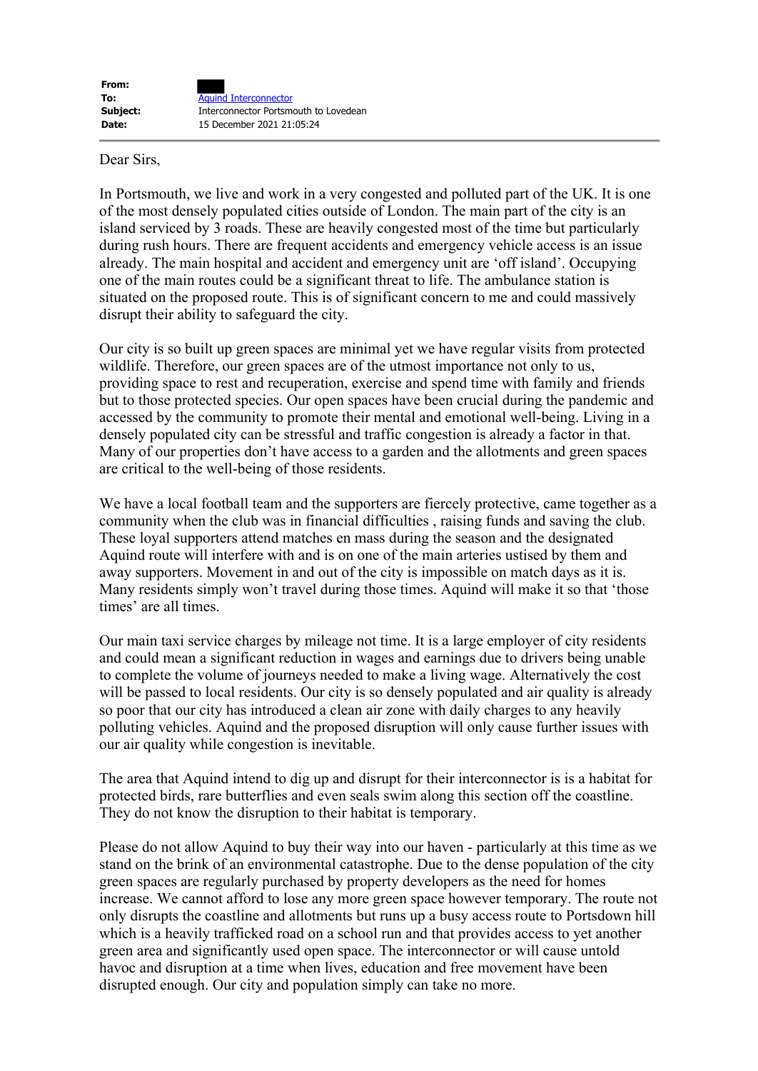| | |
|---|---|
| **From:** | |
| **To:** | Aquind Interconnector |
| **Subject:** | Interconnector Portsmouth to Lovedean |
| **Date:** | 15 December 2021 21:05:24 |

Dear Sirs,

In Portsmouth, we live and work in a very congested and polluted part of the UK. It is one of the most densely populated cities outside of London. The main part of the city is an island serviced by 3 roads. These are heavily congested most of the time but particularly during rush hours. There are frequent accidents and emergency vehicle access is an issue already. The main hospital and accident and emergency unit are 'off island'. Occupying one of the main routes could be a significant threat to life. The ambulance station is situated on the proposed route. This is of significant concern to me and could massively disrupt their ability to safeguard the city.

Our city is so built up green spaces are minimal yet we have regular visits from protected wildlife. Therefore, our green spaces are of the utmost importance not only to us, providing space to rest and recuperation, exercise and spend time with family and friends but to those protected species. Our open spaces have been crucial during the pandemic and accessed by the community to promote their mental and emotional well-being. Living in a densely populated city can be stressful and traffic congestion is already a factor in that. Many of our properties don't have access to a garden and the allotments and green spaces are critical to the well-being of those residents.

We have a local football team and the supporters are fiercely protective, came together as a community when the club was in financial difficulties , raising funds and saving the club. These loyal supporters attend matches en mass during the season and the designated Aquind route will interfere with and is on one of the main arteries ustised by them and away supporters. Movement in and out of the city is impossible on match days as it is. Many residents simply won't travel during those times. Aquind will make it so that 'those times' are all times.

Our main taxi service charges by mileage not time. It is a large employer of city residents and could mean a significant reduction in wages and earnings due to drivers being unable to complete the volume of journeys needed to make a living wage. Alternatively the cost will be passed to local residents. Our city is so densely populated and air quality is already so poor that our city has introduced a clean air zone with daily charges to any heavily polluting vehicles. Aquind and the proposed disruption will only cause further issues with our air quality while congestion is inevitable.

The area that Aquind intend to dig up and disrupt for their interconnector is is a habitat for protected birds, rare butterflies and even seals swim along this section off the coastline. They do not know the disruption to their habitat is temporary.

Please do not allow Aquind to buy their way into our haven - particularly at this time as we stand on the brink of an environmental catastrophe. Due to the dense population of the city green spaces are regularly purchased by property developers as the need for homes increase. We cannot afford to lose any more green space however temporary. The route not only disrupts the coastline and allotments but runs up a busy access route to Portsdown hill which is a heavily trafficked road on a school run and that provides access to yet another green area and significantly used open space. The interconnector or will cause untold havoc and disruption at a time when lives, education and free movement have been disrupted enough. Our city and population simply can take no more.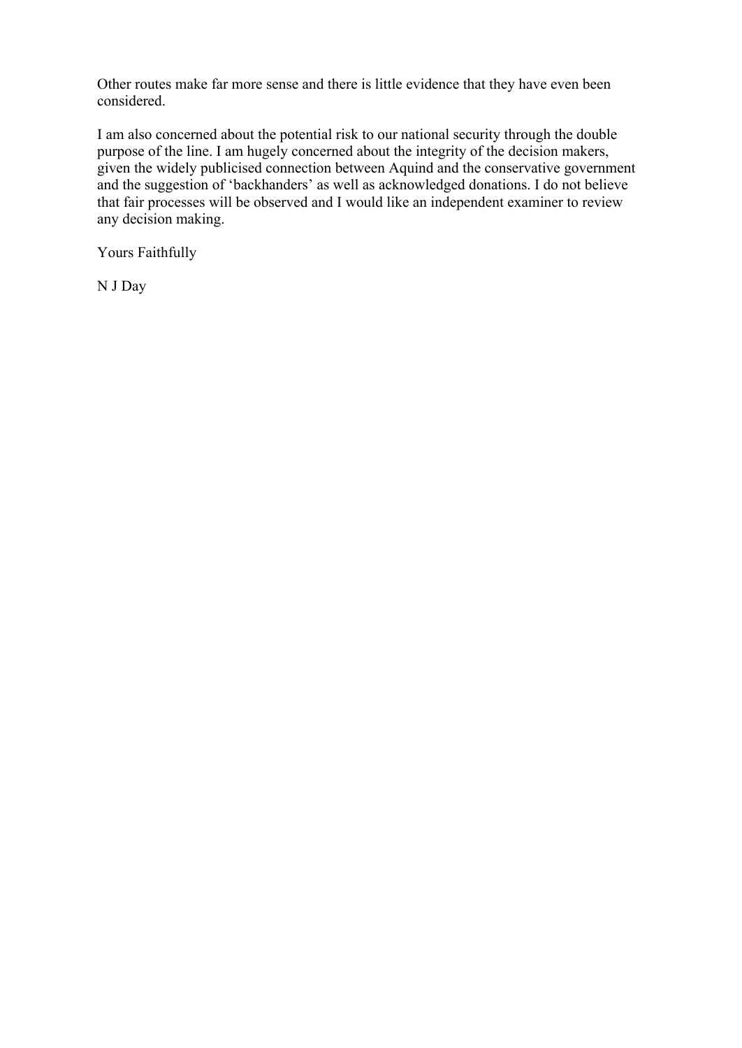Other routes make far more sense and there is little evidence that they have even been considered.

I am also concerned about the potential risk to our national security through the double purpose of the line. I am hugely concerned about the integrity of the decision makers, given the widely publicised connection between Aquind and the conservative government and the suggestion of 'backhanders' as well as acknowledged donations. I do not believe that fair processes will be observed and I would like an independent examiner to review any decision making.

Yours Faithfully

N J Day